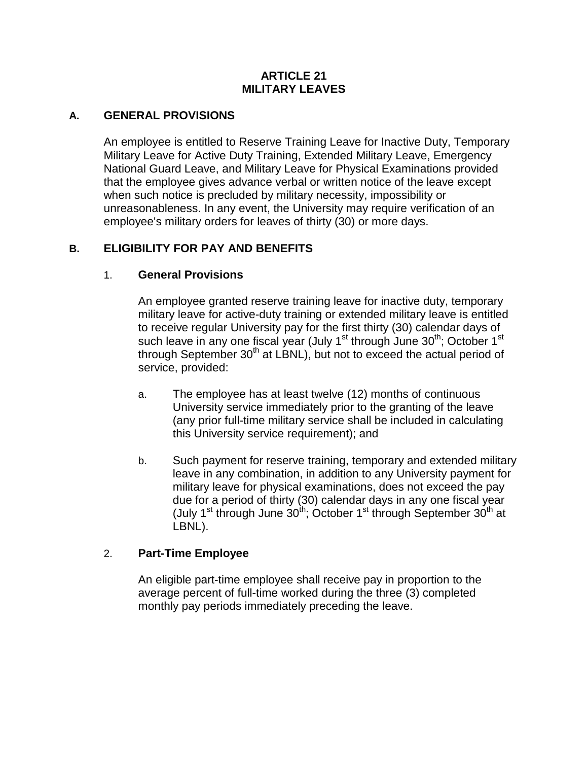# ARTICLE 21
# MILITARY LEAVES

## A. GENERAL PROVISIONS

An employee is entitled to Reserve Training Leave for Inactive Duty, Temporary Military Leave for Active Duty Training, Extended Military Leave, Emergency National Guard Leave, and Military Leave for Physical Examinations provided that the employee gives advance verbal or written notice of the leave except when such notice is precluded by military necessity, impossibility or unreasonableness. In any event, the University may require verification of an employee's military orders for leaves of thirty (30) or more days.

## B. ELIGIBILITY FOR PAY AND BENEFITS

### 1. General Provisions

An employee granted reserve training leave for inactive duty, temporary military leave for active-duty training or extended military leave is entitled to receive regular University pay for the first thirty (30) calendar days of such leave in any one fiscal year (July 1st through June 30th; October 1st through September 30th at LBNL), but not to exceed the actual period of service, provided:

a. The employee has at least twelve (12) months of continuous University service immediately prior to the granting of the leave (any prior full-time military service shall be included in calculating this University service requirement); and

b. Such payment for reserve training, temporary and extended military leave in any combination, in addition to any University payment for military leave for physical examinations, does not exceed the pay due for a period of thirty (30) calendar days in any one fiscal year (July 1st through June 30th; October 1st through September 30th at LBNL).

### 2. Part-Time Employee

An eligible part-time employee shall receive pay in proportion to the average percent of full-time worked during the three (3) completed monthly pay periods immediately preceding the leave.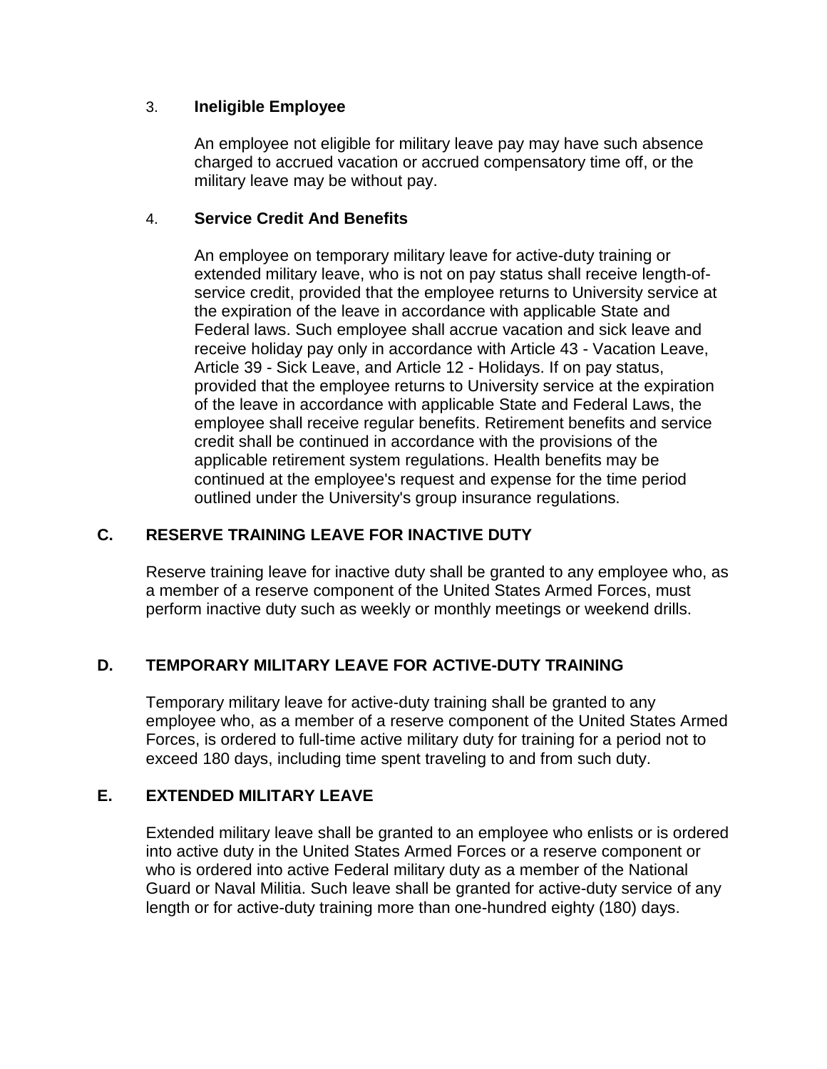3. **Ineligible Employee**

   An employee not eligible for military leave pay may have such absence charged to accrued vacation or accrued compensatory time off, or the military leave may be without pay.

4. **Service Credit And Benefits**

   An employee on temporary military leave for active-duty training or extended military leave, who is not on pay status shall receive length-of-service credit, provided that the employee returns to University service at the expiration of the leave in accordance with applicable State and Federal laws. Such employee shall accrue vacation and sick leave and receive holiday pay only in accordance with Article 43 - Vacation Leave, Article 39 - Sick Leave, and Article 12 - Holidays. If on pay status, provided that the employee returns to University service at the expiration of the leave in accordance with applicable State and Federal Laws, the employee shall receive regular benefits. Retirement benefits and service credit shall be continued in accordance with the provisions of the applicable retirement system regulations. Health benefits may be continued at the employee's request and expense for the time period outlined under the University's group insurance regulations.

## C. RESERVE TRAINING LEAVE FOR INACTIVE DUTY

Reserve training leave for inactive duty shall be granted to any employee who, as a member of a reserve component of the United States Armed Forces, must perform inactive duty such as weekly or monthly meetings or weekend drills.

## D. TEMPORARY MILITARY LEAVE FOR ACTIVE-DUTY TRAINING

Temporary military leave for active-duty training shall be granted to any employee who, as a member of a reserve component of the United States Armed Forces, is ordered to full-time active military duty for training for a period not to exceed 180 days, including time spent traveling to and from such duty.

## E. EXTENDED MILITARY LEAVE

Extended military leave shall be granted to an employee who enlists or is ordered into active duty in the United States Armed Forces or a reserve component or who is ordered into active Federal military duty as a member of the National Guard or Naval Militia. Such leave shall be granted for active-duty service of any length or for active-duty training more than one-hundred eighty (180) days.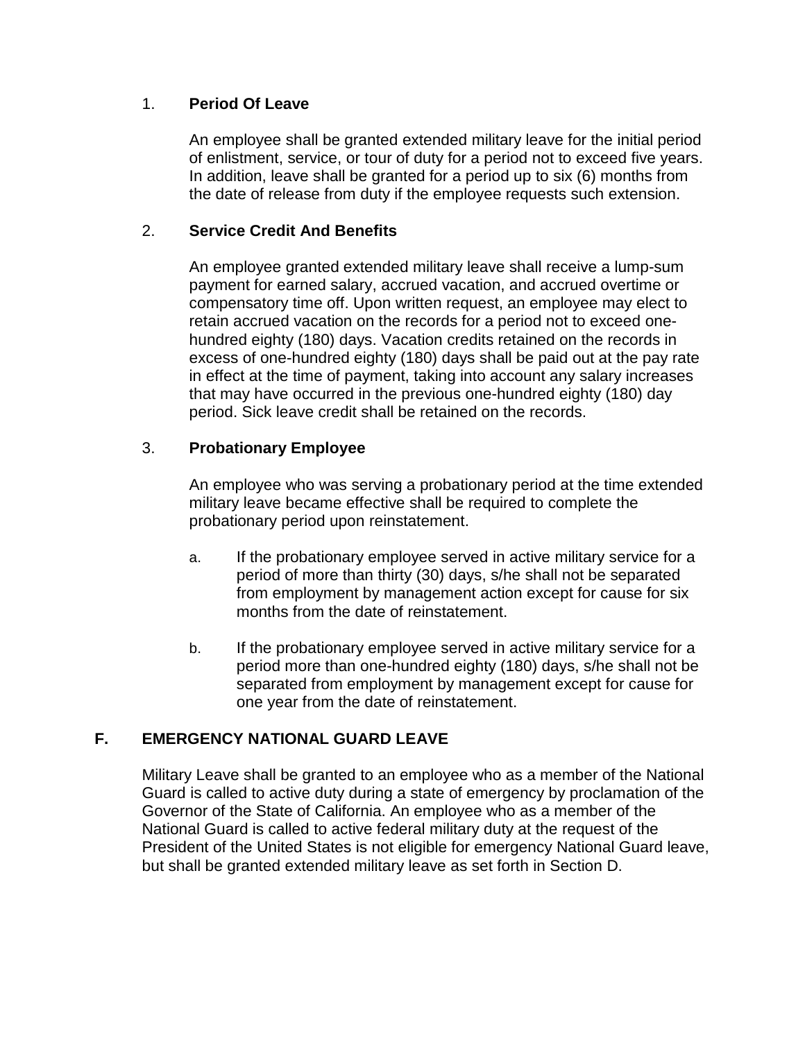1. **Period Of Leave**

   An employee shall be granted extended military leave for the initial period of enlistment, service, or tour of duty for a period not to exceed five years. In addition, leave shall be granted for a period up to six (6) months from the date of release from duty if the employee requests such extension.

2. **Service Credit And Benefits**

   An employee granted extended military leave shall receive a lump-sum payment for earned salary, accrued vacation, and accrued overtime or compensatory time off. Upon written request, an employee may elect to retain accrued vacation on the records for a period not to exceed one-hundred eighty (180) days. Vacation credits retained on the records in excess of one-hundred eighty (180) days shall be paid out at the pay rate in effect at the time of payment, taking into account any salary increases that may have occurred in the previous one-hundred eighty (180) day period. Sick leave credit shall be retained on the records.

3. **Probationary Employee**

   An employee who was serving a probationary period at the time extended military leave became effective shall be required to complete the probationary period upon reinstatement.

   a. If the probationary employee served in active military service for a period of more than thirty (30) days, s/he shall not be separated from employment by management action except for cause for six months from the date of reinstatement.

   b. If the probationary employee served in active military service for a period more than one-hundred eighty (180) days, s/he shall not be separated from employment by management except for cause for one year from the date of reinstatement.

## F. EMERGENCY NATIONAL GUARD LEAVE

Military Leave shall be granted to an employee who as a member of the National Guard is called to active duty during a state of emergency by proclamation of the Governor of the State of California. An employee who as a member of the National Guard is called to active federal military duty at the request of the President of the United States is not eligible for emergency National Guard leave, but shall be granted extended military leave as set forth in Section D.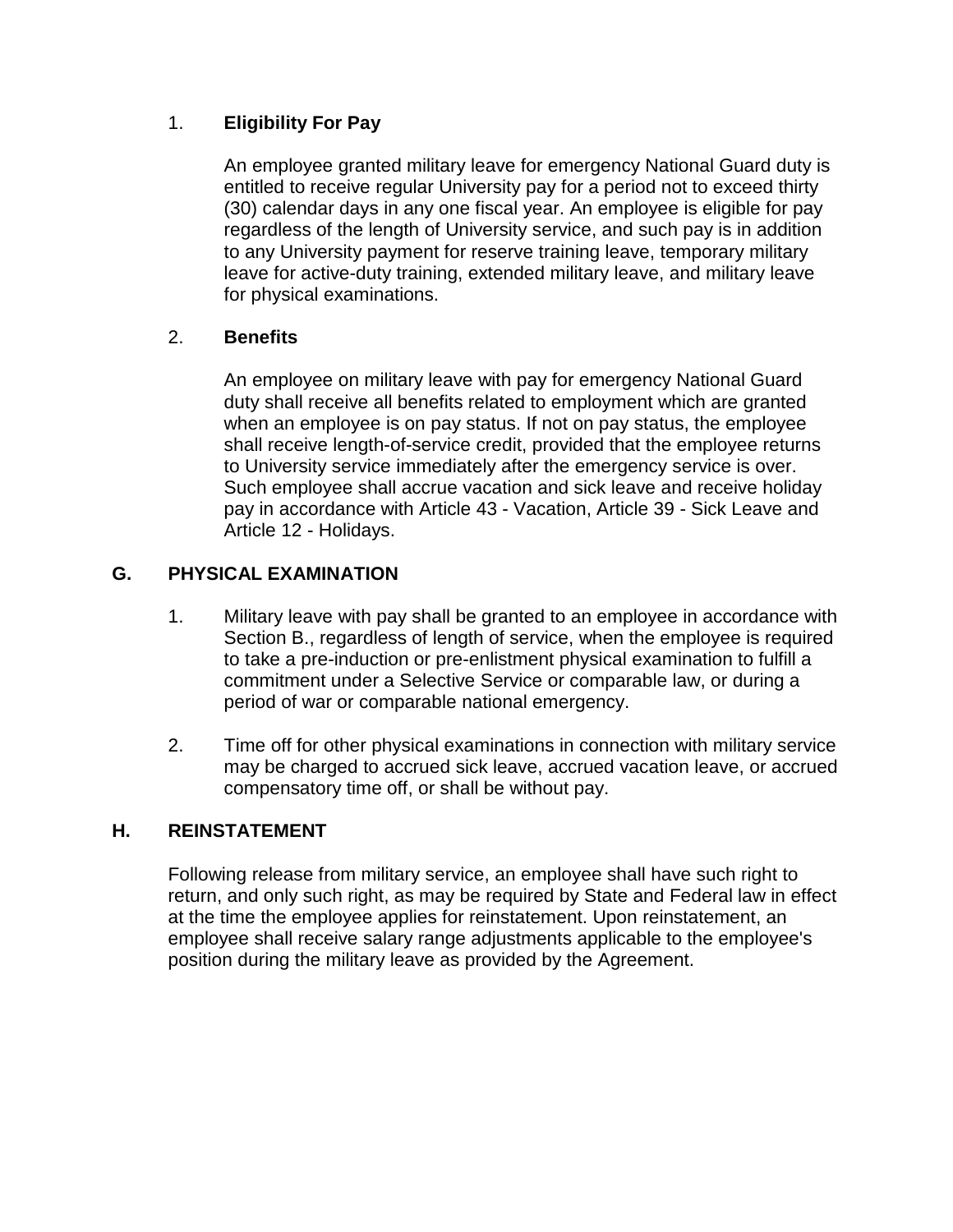1. **Eligibility For Pay**

   An employee granted military leave for emergency National Guard duty is entitled to receive regular University pay for a period not to exceed thirty (30) calendar days in any one fiscal year. An employee is eligible for pay regardless of the length of University service, and such pay is in addition to any University payment for reserve training leave, temporary military leave for active-duty training, extended military leave, and military leave for physical examinations.

2. **Benefits**

   An employee on military leave with pay for emergency National Guard duty shall receive all benefits related to employment which are granted when an employee is on pay status. If not on pay status, the employee shall receive length-of-service credit, provided that the employee returns to University service immediately after the emergency service is over. Such employee shall accrue vacation and sick leave and receive holiday pay in accordance with Article 43 - Vacation, Article 39 - Sick Leave and Article 12 - Holidays.

## G. PHYSICAL EXAMINATION

1. Military leave with pay shall be granted to an employee in accordance with Section B., regardless of length of service, when the employee is required to take a pre-induction or pre-enlistment physical examination to fulfill a commitment under a Selective Service or comparable law, or during a period of war or comparable national emergency.

2. Time off for other physical examinations in connection with military service may be charged to accrued sick leave, accrued vacation leave, or accrued compensatory time off, or shall be without pay.

## H. REINSTATEMENT

Following release from military service, an employee shall have such right to return, and only such right, as may be required by State and Federal law in effect at the time the employee applies for reinstatement. Upon reinstatement, an employee shall receive salary range adjustments applicable to the employee's position during the military leave as provided by the Agreement.